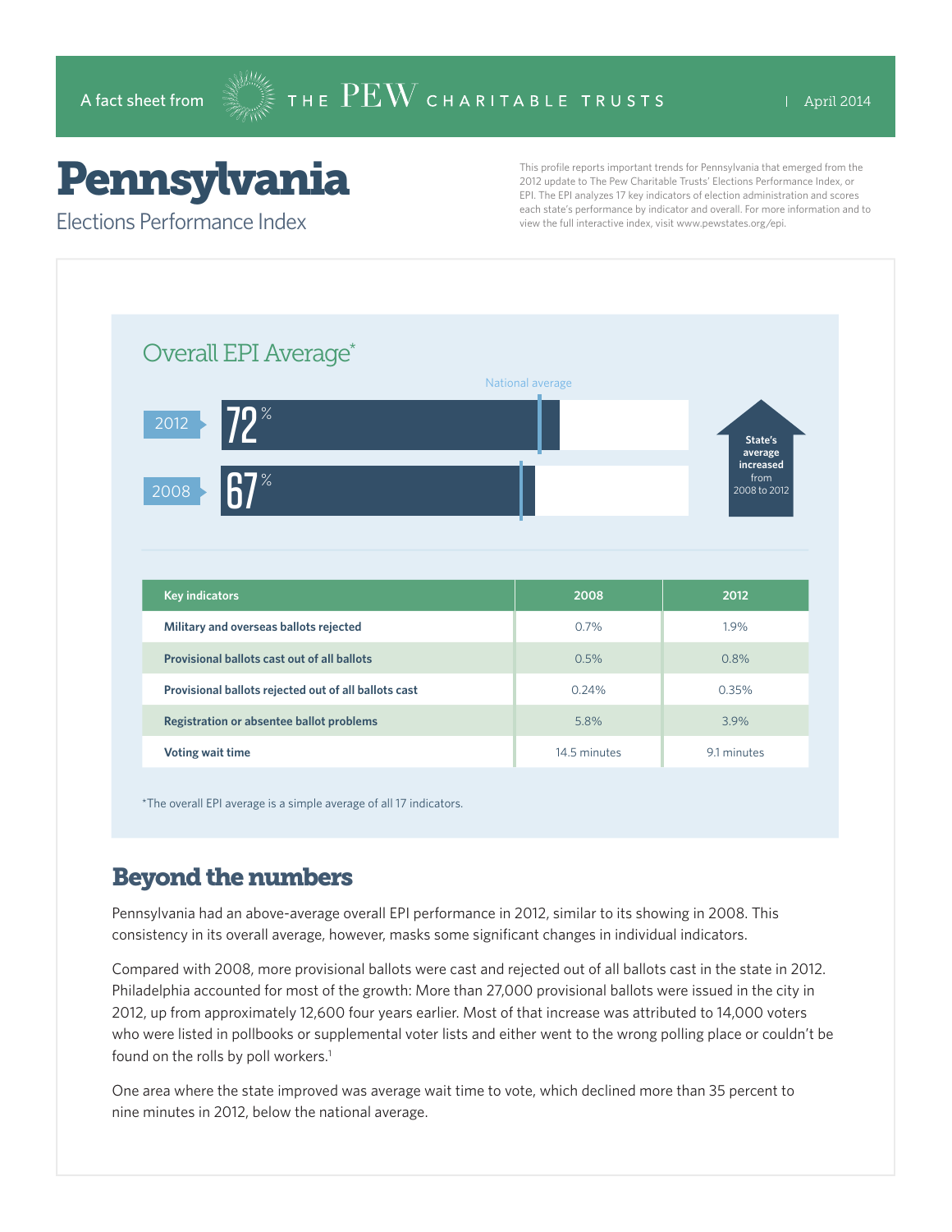A fact sheet from THE PEW CHARITABLE TRUSTS | April 2014

# Pennsylvania

## Elections Performance Index

This profile reports important trends for Pennsylvania that emerged from the 2012 update to The Pew Charitable Trusts' Elections Performance Index, or EPI. The EPI analyzes 17 key indicators of election administration and scores each state's performance by indicator and overall. For more information and to view the full interactive index, visit www.pewstates.org/epi.

### Overall EPI Average*

National average

2012: 72%

2008: 67%

State's average increased from 2008 to 2012

| Key indicators | 2008 | 2012 |
|---|---|---|
| Military and overseas ballots rejected | 0.7% | 1.9% |
| Provisional ballots cast out of all ballots | 0.5% | 0.8% |
| Provisional ballots rejected out of all ballots cast | 0.24% | 0.35% |
| Registration or absentee ballot problems | 5.8% | 3.9% |
| Voting wait time | 14.5 minutes | 9.1 minutes |

*The overall EPI average is a simple average of all 17 indicators.

## Beyond the numbers

Pennsylvania had an above-average overall EPI performance in 2012, similar to its showing in 2008. This consistency in its overall average, however, masks some significant changes in individual indicators.

Compared with 2008, more provisional ballots were cast and rejected out of all ballots cast in the state in 2012. Philadelphia accounted for most of the growth: More than 27,000 provisional ballots were issued in the city in 2012, up from approximately 12,600 four years earlier. Most of that increase was attributed to 14,000 voters who were listed in pollbooks or supplemental voter lists and either went to the wrong polling place or couldn't be found on the rolls by poll workers.[1]

One area where the state improved was average wait time to vote, which declined more than 35 percent to nine minutes in 2012, below the national average.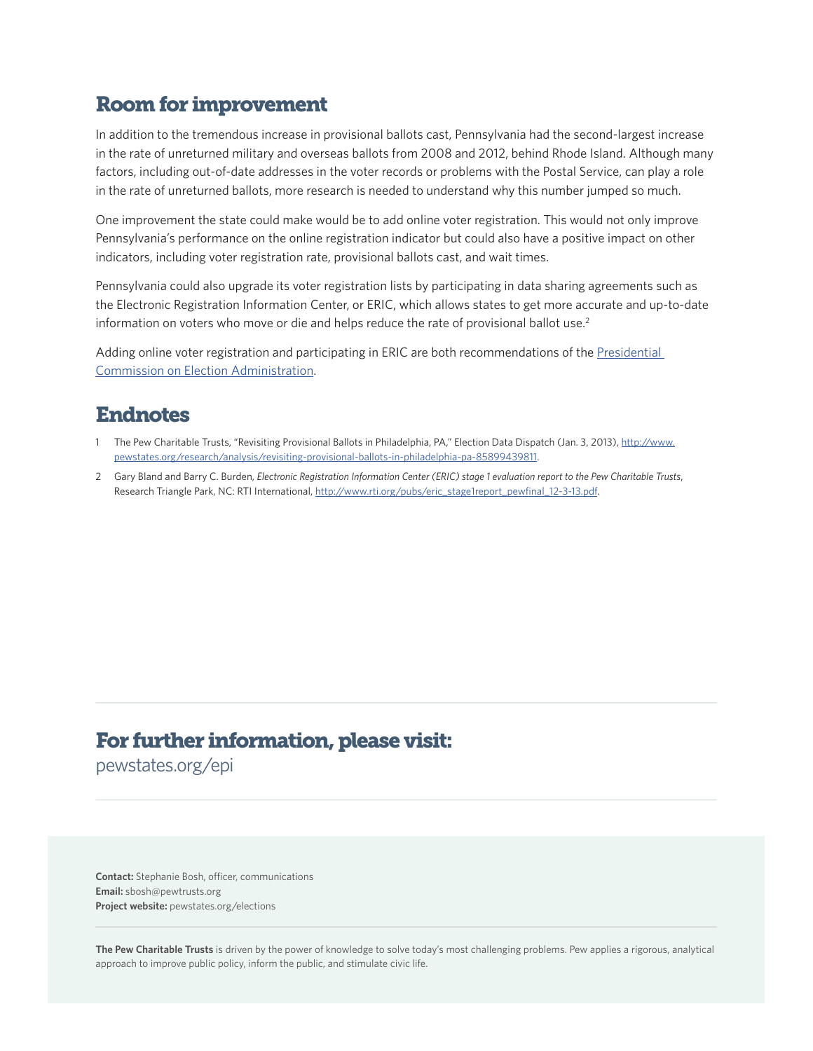## Room for improvement

In addition to the tremendous increase in provisional ballots cast, Pennsylvania had the second-largest increase in the rate of unreturned military and overseas ballots from 2008 and 2012, behind Rhode Island. Although many factors, including out-of-date addresses in the voter records or problems with the Postal Service, can play a role in the rate of unreturned ballots, more research is needed to understand why this number jumped so much.

One improvement the state could make would be to add online voter registration. This would not only improve Pennsylvania's performance on the online registration indicator but could also have a positive impact on other indicators, including voter registration rate, provisional ballots cast, and wait times.

Pennsylvania could also upgrade its voter registration lists by participating in data sharing agreements such as the Electronic Registration Information Center, or ERIC, which allows states to get more accurate and up-to-date information on voters who move or die and helps reduce the rate of provisional ballot use.[2]

Adding online voter registration and participating in ERIC are both recommendations of the Presidential Commission on Election Administration.

## Endnotes

1. The Pew Charitable Trusts, "Revisiting Provisional Ballots in Philadelphia, PA," Election Data Dispatch (Jan. 3, 2013), http://www.pewstates.org/research/analysis/revisiting-provisional-ballots-in-philadelphia-pa-85899439811.
2. Gary Bland and Barry C. Burden, *Electronic Registration Information Center (ERIC) stage 1 evaluation report to the Pew Charitable Trusts*, Research Triangle Park, NC: RTI International, http://www.rti.org/pubs/eric_stage1report_pewfinal_12-3-13.pdf.

## For further information, please visit:

pewstates.org/epi

**Contact:** Stephanie Bosh, officer, communications
**Email:** sbosh@pewtrusts.org
**Project website:** pewstates.org/elections

**The Pew Charitable Trusts** is driven by the power of knowledge to solve today's most challenging problems. Pew applies a rigorous, analytical approach to improve public policy, inform the public, and stimulate civic life.